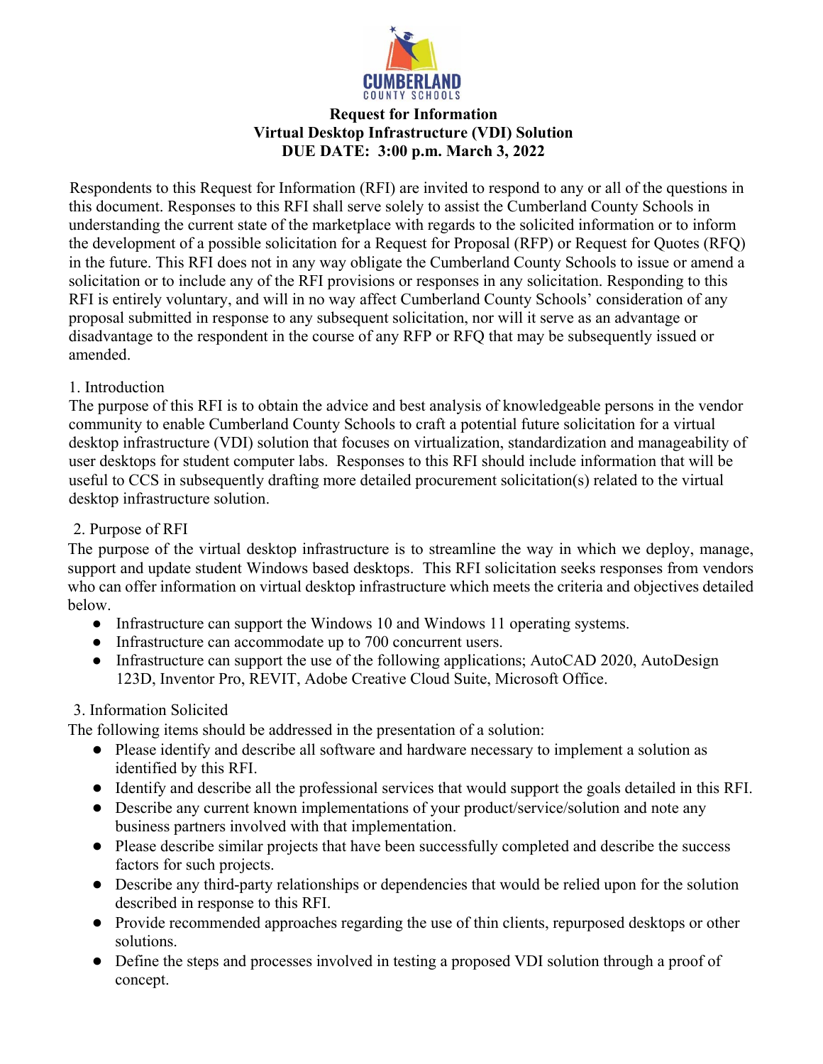CUMBERLAND COUNTY SCHOOLS

# Request for Information
# Virtual Desktop Infrastructure (VDI) Solution
# DUE DATE: 3:00 p.m. March 3, 2022

Respondents to this Request for Information (RFI) are invited to respond to any or all of the questions in this document. Responses to this RFI shall serve solely to assist the Cumberland County Schools in understanding the current state of the marketplace with regards to the solicited information or to inform the development of a possible solicitation for a Request for Proposal (RFP) or Request for Quotes (RFQ) in the future. This RFI does not in any way obligate the Cumberland County Schools to issue or amend a solicitation or to include any of the RFI provisions or responses in any solicitation. Responding to this RFI is entirely voluntary, and will in no way affect Cumberland County Schools' consideration of any proposal submitted in response to any subsequent solicitation, nor will it serve as an advantage or disadvantage to the respondent in the course of any RFP or RFQ that may be subsequently issued or amended.

## 1. Introduction

The purpose of this RFI is to obtain the advice and best analysis of knowledgeable persons in the vendor community to enable Cumberland County Schools to craft a potential future solicitation for a virtual desktop infrastructure (VDI) solution that focuses on virtualization, standardization and manageability of user desktops for student computer labs. Responses to this RFI should include information that will be useful to CCS in subsequently drafting more detailed procurement solicitation(s) related to the virtual desktop infrastructure solution.

## 2. Purpose of RFI

The purpose of the virtual desktop infrastructure is to streamline the way in which we deploy, manage, support and update student Windows based desktops. This RFI solicitation seeks responses from vendors who can offer information on virtual desktop infrastructure which meets the criteria and objectives detailed below.

- Infrastructure can support the Windows 10 and Windows 11 operating systems.
- Infrastructure can accommodate up to 700 concurrent users.
- Infrastructure can support the use of the following applications; AutoCAD 2020, AutoDesign 123D, Inventor Pro, REVIT, Adobe Creative Cloud Suite, Microsoft Office.

## 3. Information Solicited

The following items should be addressed in the presentation of a solution:

- Please identify and describe all software and hardware necessary to implement a solution as identified by this RFI.
- Identify and describe all the professional services that would support the goals detailed in this RFI.
- Describe any current known implementations of your product/service/solution and note any business partners involved with that implementation.
- Please describe similar projects that have been successfully completed and describe the success factors for such projects.
- Describe any third-party relationships or dependencies that would be relied upon for the solution described in response to this RFI.
- Provide recommended approaches regarding the use of thin clients, repurposed desktops or other solutions.
- Define the steps and processes involved in testing a proposed VDI solution through a proof of concept.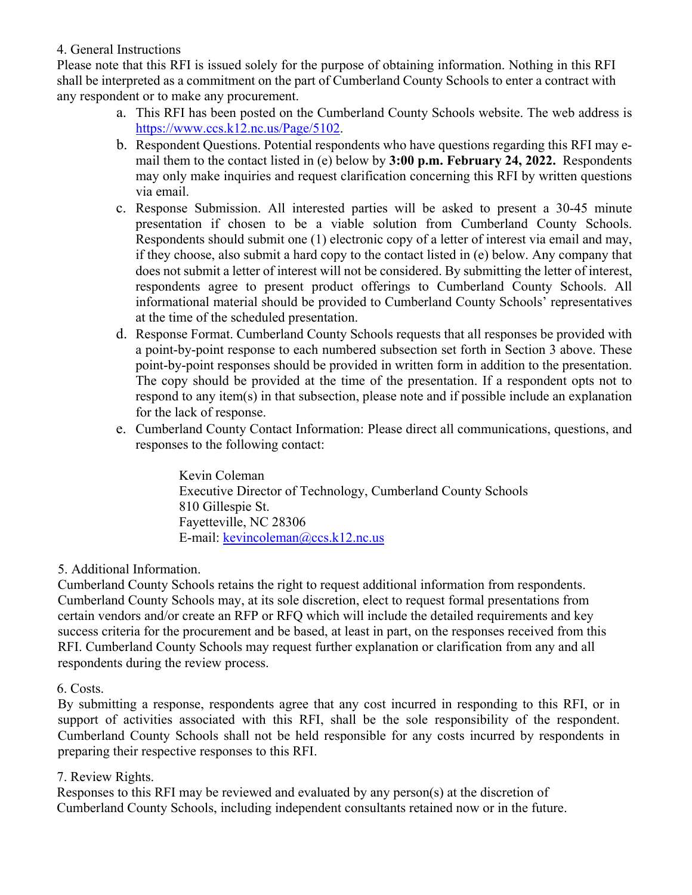4. General Instructions

Please note that this RFI is issued solely for the purpose of obtaining information. Nothing in this RFI shall be interpreted as a commitment on the part of Cumberland County Schools to enter a contract with any respondent or to make any procurement.

a. This RFI has been posted on the Cumberland County Schools website. The web address is https://www.ccs.k12.nc.us/Page/5102.

b. Respondent Questions. Potential respondents who have questions regarding this RFI may e-mail them to the contact listed in (e) below by **3:00 p.m. February 24, 2022.** Respondents may only make inquiries and request clarification concerning this RFI by written questions via email.

c. Response Submission. All interested parties will be asked to present a 30-45 minute presentation if chosen to be a viable solution from Cumberland County Schools. Respondents should submit one (1) electronic copy of a letter of interest via email and may, if they choose, also submit a hard copy to the contact listed in (e) below. Any company that does not submit a letter of interest will not be considered. By submitting the letter of interest, respondents agree to present product offerings to Cumberland County Schools. All informational material should be provided to Cumberland County Schools' representatives at the time of the scheduled presentation.

d. Response Format. Cumberland County Schools requests that all responses be provided with a point-by-point response to each numbered subsection set forth in Section 3 above. These point-by-point responses should be provided in written form in addition to the presentation. The copy should be provided at the time of the presentation. If a respondent opts not to respond to any item(s) in that subsection, please note and if possible include an explanation for the lack of response.

e. Cumberland County Contact Information: Please direct all communications, questions, and responses to the following contact:

Kevin Coleman
Executive Director of Technology, Cumberland County Schools
810 Gillespie St.
Fayetteville, NC 28306
E-mail: kevincoleman@ccs.k12.nc.us

5. Additional Information.

Cumberland County Schools retains the right to request additional information from respondents. Cumberland County Schools may, at its sole discretion, elect to request formal presentations from certain vendors and/or create an RFP or RFQ which will include the detailed requirements and key success criteria for the procurement and be based, at least in part, on the responses received from this RFI. Cumberland County Schools may request further explanation or clarification from any and all respondents during the review process.

6. Costs.

By submitting a response, respondents agree that any cost incurred in responding to this RFI, or in support of activities associated with this RFI, shall be the sole responsibility of the respondent. Cumberland County Schools shall not be held responsible for any costs incurred by respondents in preparing their respective responses to this RFI.

7. Review Rights.

Responses to this RFI may be reviewed and evaluated by any person(s) at the discretion of Cumberland County Schools, including independent consultants retained now or in the future.